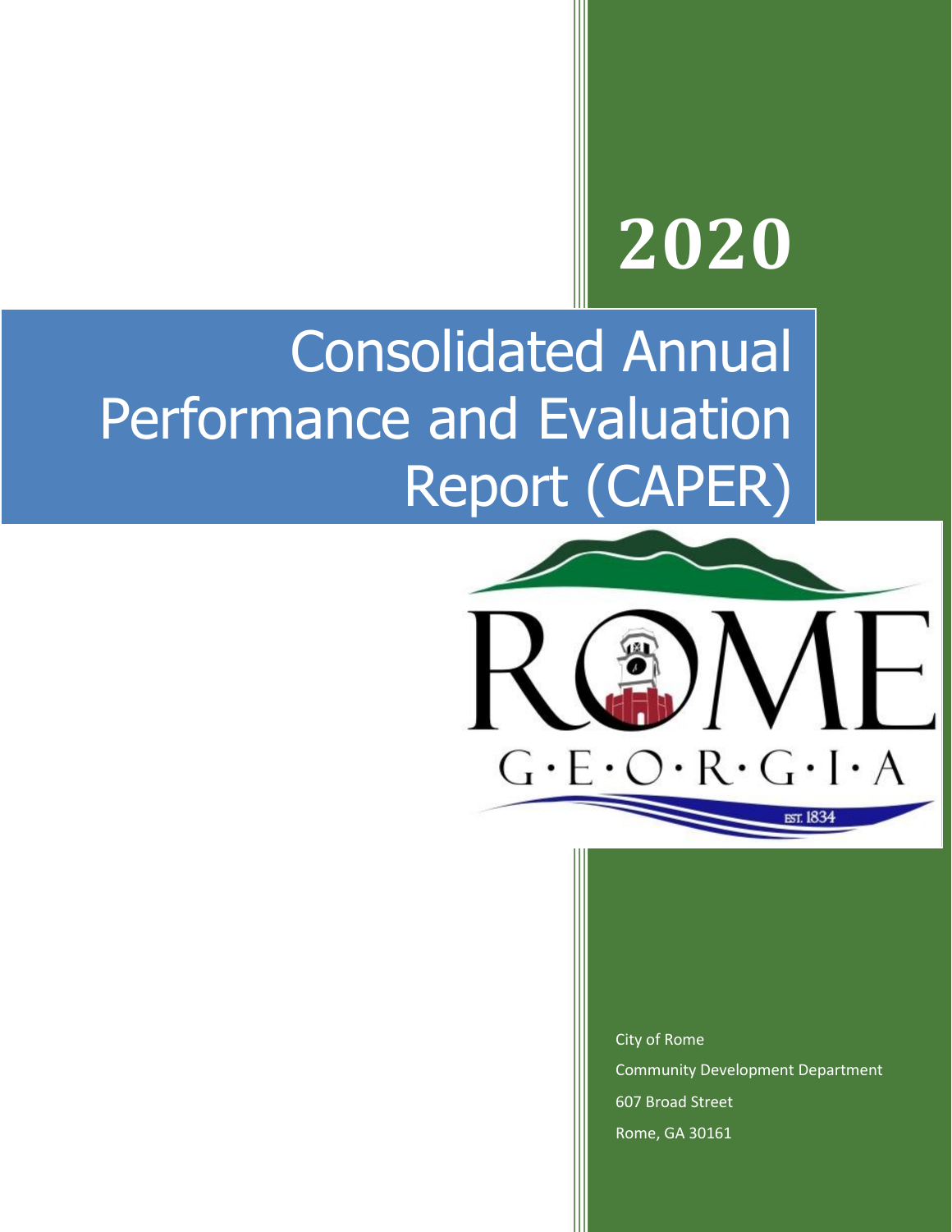# 2020

# Consolidated Annual Performance and Evaluation Report (CAPER)

ROME
G·E·O·R·G·I·A
EST. 1834

City of Rome
Community Development Department
607 Broad Street
Rome, GA 30161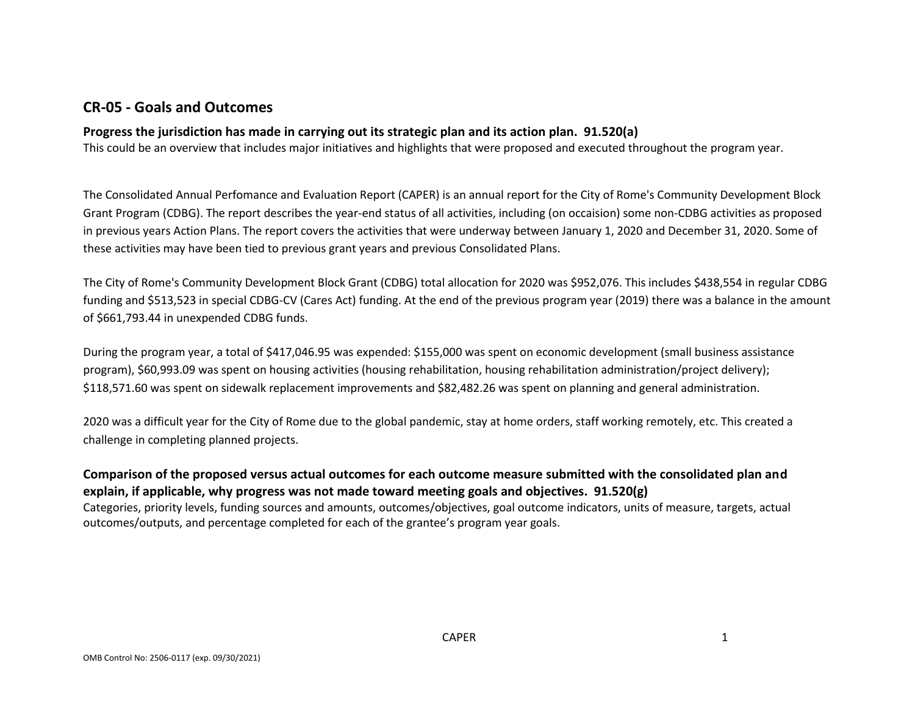## CR-05 - Goals and Outcomes

**Progress the jurisdiction has made in carrying out its strategic plan and its action plan. 91.520(a)**
This could be an overview that includes major initiatives and highlights that were proposed and executed throughout the program year.

The Consolidated Annual Perfomance and Evaluation Report (CAPER) is an annual report for the City of Rome's Community Development Block Grant Program (CDBG). The report describes the year-end status of all activities, including (on occaision) some non-CDBG activities as proposed in previous years Action Plans. The report covers the activities that were underway between January 1, 2020 and December 31, 2020. Some of these activities may have been tied to previous grant years and previous Consolidated Plans.

The City of Rome's Community Development Block Grant (CDBG) total allocation for 2020 was $952,076. This includes $438,554 in regular CDBG funding and $513,523 in special CDBG-CV (Cares Act) funding. At the end of the previous program year (2019) there was a balance in the amount of $661,793.44 in unexpended CDBG funds.

During the program year, a total of $417,046.95 was expended: $155,000 was spent on economic development (small business assistance program), $60,993.09 was spent on housing activities (housing rehabilitation, housing rehabilitation administration/project delivery); $118,571.60 was spent on sidewalk replacement improvements and $82,482.26 was spent on planning and general administration.

2020 was a difficult year for the City of Rome due to the global pandemic, stay at home orders, staff working remotely, etc. This created a challenge in completing planned projects.

**Comparison of the proposed versus actual outcomes for each outcome measure submitted with the consolidated plan and explain, if applicable, why progress was not made toward meeting goals and objectives. 91.520(g)**
Categories, priority levels, funding sources and amounts, outcomes/objectives, goal outcome indicators, units of measure, targets, actual outcomes/outputs, and percentage completed for each of the grantee's program year goals.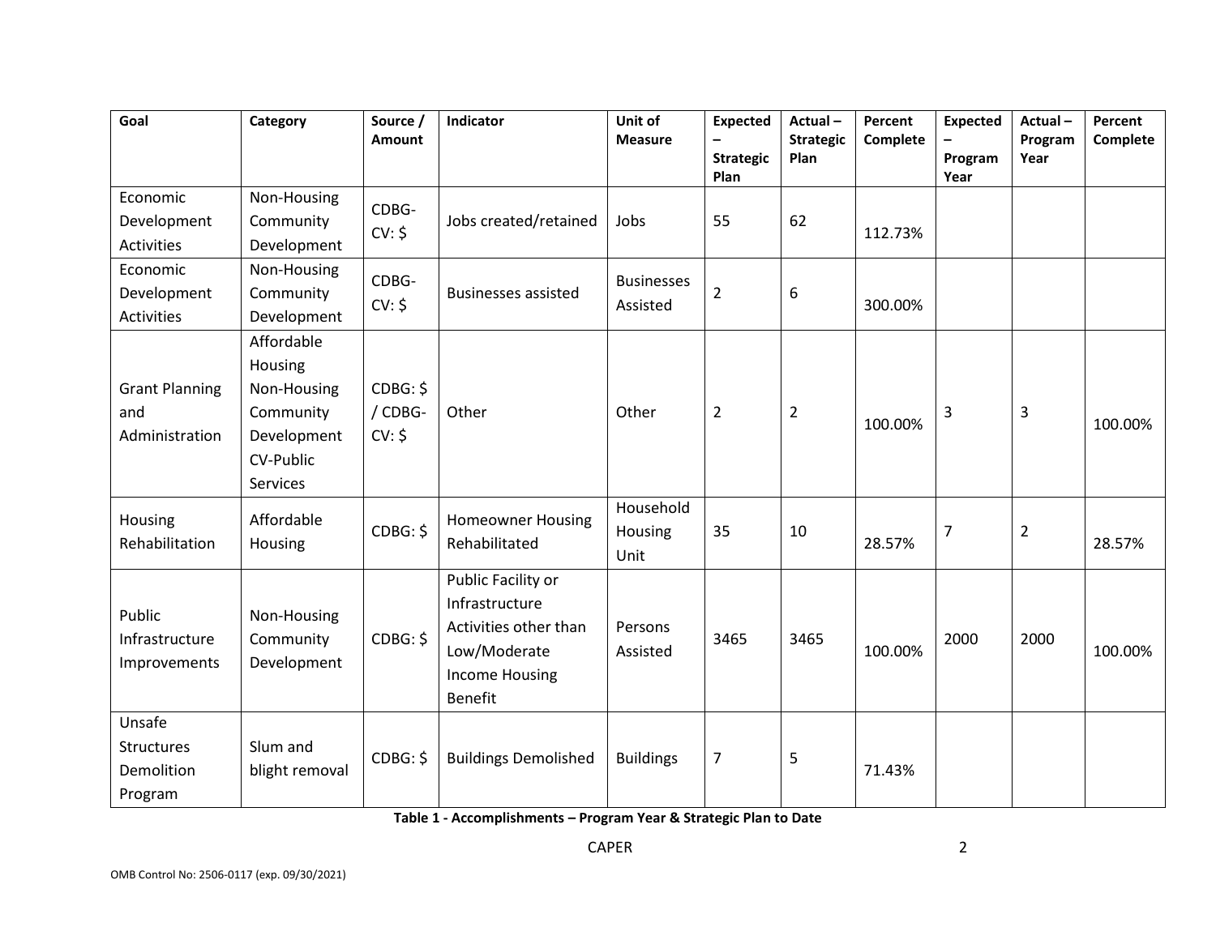| Goal | Category | Source / Amount | Indicator | Unit of Measure | Expected – Strategic Plan | Actual – Strategic Plan | Percent Complete | Expected – Program Year | Actual – Program Year | Percent Complete |
|---|---|---|---|---|---|---|---|---|---|---|
| Economic Development Activities | Non-Housing Community Development | CDBG-CV: $ | Jobs created/retained | Jobs | 55 | 62 | 112.73% | | | |
| Economic Development Activities | Non-Housing Community Development | CDBG-CV: $ | Businesses assisted | Businesses Assisted | 2 | 6 | 300.00% | | | |
| Grant Planning and Administration | Affordable Housing Non-Housing Community Development CV-Public Services | CDBG: $ / CDBG-CV: $ | Other | Other | 2 | 2 | 100.00% | 3 | 3 | 100.00% |
| Housing Rehabilitation | Affordable Housing | CDBG: $ | Homeowner Housing Rehabilitated | Household Housing Unit | 35 | 10 | 28.57% | 7 | 2 | 28.57% |
| Public Infrastructure Improvements | Non-Housing Community Development | CDBG: $ | Public Facility or Infrastructure Activities other than Low/Moderate Income Housing Benefit | Persons Assisted | 3465 | 3465 | 100.00% | 2000 | 2000 | 100.00% |
| Unsafe Structures Demolition Program | Slum and blight removal | CDBG: $ | Buildings Demolished | Buildings | 7 | 5 | 71.43% | | | |

**Table 1 - Accomplishments – Program Year & Strategic Plan to Date**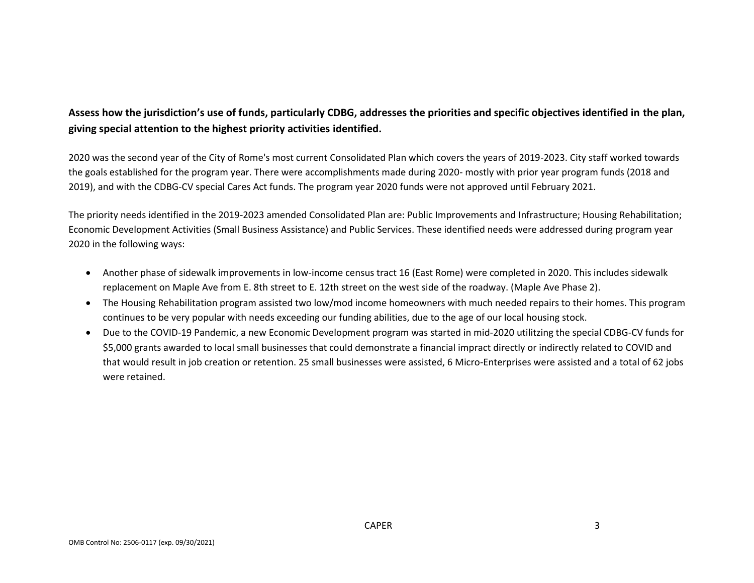**Assess how the jurisdiction's use of funds, particularly CDBG, addresses the priorities and specific objectives identified in the plan, giving special attention to the highest priority activities identified.**

2020 was the second year of the City of Rome's most current Consolidated Plan which covers the years of 2019-2023. City staff worked towards the goals established for the program year. There were accomplishments made during 2020- mostly with prior year program funds (2018 and 2019), and with the CDBG-CV special Cares Act funds. The program year 2020 funds were not approved until February 2021.

The priority needs identified in the 2019-2023 amended Consolidated Plan are: Public Improvements and Infrastructure; Housing Rehabilitation; Economic Development Activities (Small Business Assistance) and Public Services. These identified needs were addressed during program year 2020 in the following ways:

- Another phase of sidewalk improvements in low-income census tract 16 (East Rome) were completed in 2020. This includes sidewalk replacement on Maple Ave from E. 8th street to E. 12th street on the west side of the roadway. (Maple Ave Phase 2).
- The Housing Rehabilitation program assisted two low/mod income homeowners with much needed repairs to their homes. This program continues to be very popular with needs exceeding our funding abilities, due to the age of our local housing stock.
- Due to the COVID-19 Pandemic, a new Economic Development program was started in mid-2020 utilitzing the special CDBG-CV funds for $5,000 grants awarded to local small businesses that could demonstrate a financial impract directly or indirectly related to COVID and that would result in job creation or retention. 25 small businesses were assisted, 6 Micro-Enterprises were assisted and a total of 62 jobs were retained.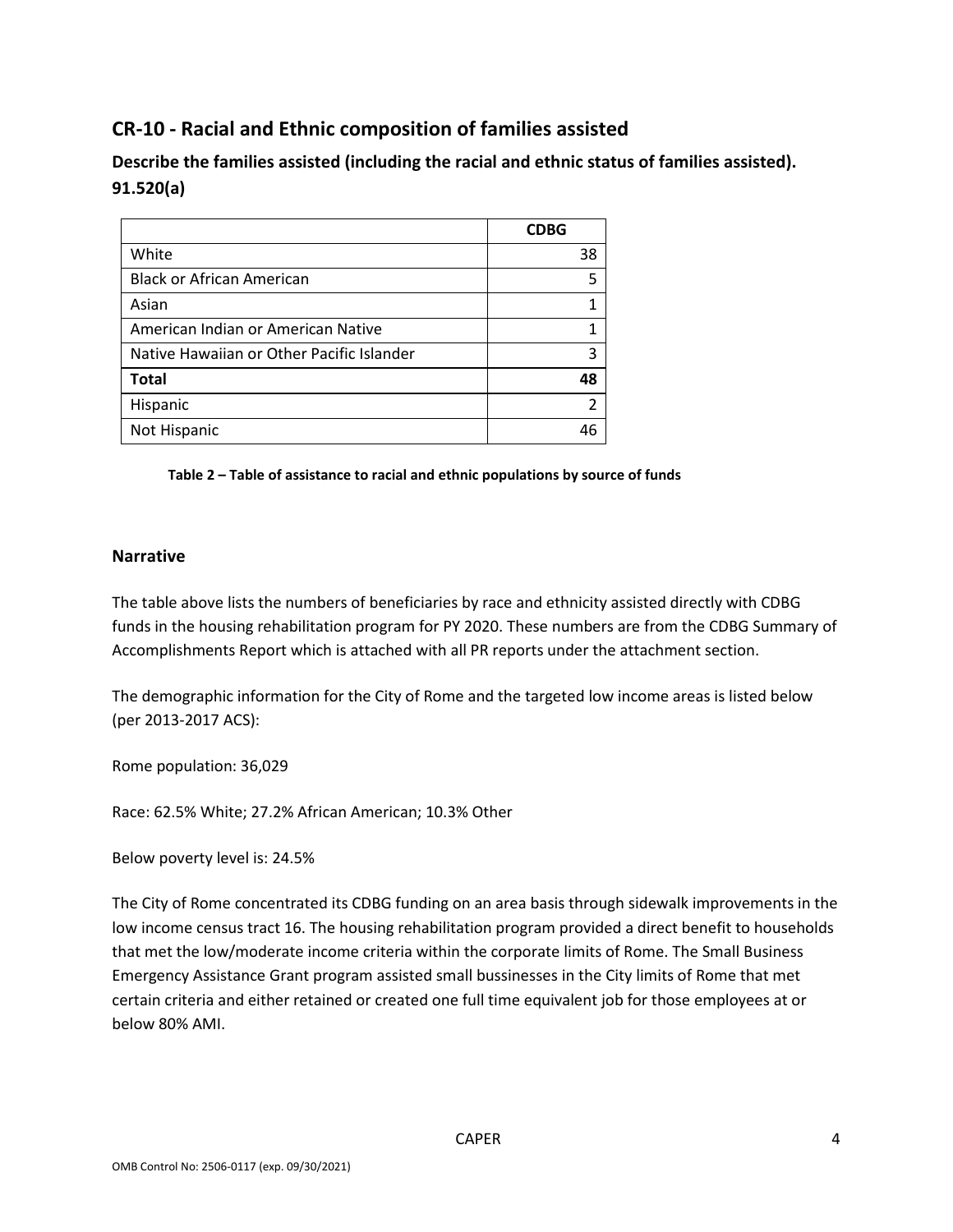## CR-10 - Racial and Ethnic composition of families assisted

### Describe the families assisted (including the racial and ethnic status of families assisted). 91.520(a)

| | CDBG |
|---|---|
| White | 38 |
| Black or African American | 5 |
| Asian | 1 |
| American Indian or American Native | 1 |
| Native Hawaiian or Other Pacific Islander | 3 |
| **Total** | **48** |
| Hispanic | 2 |
| Not Hispanic | 46 |

**Table 2 – Table of assistance to racial and ethnic populations by source of funds**

### Narrative

The table above lists the numbers of beneficiaries by race and ethnicity assisted directly with CDBG funds in the housing rehabilitation program for PY 2020. These numbers are from the CDBG Summary of Accomplishments Report which is attached with all PR reports under the attachment section.

The demographic information for the City of Rome and the targeted low income areas is listed below (per 2013-2017 ACS):

Rome population: 36,029

Race: 62.5% White; 27.2% African American; 10.3% Other

Below poverty level is: 24.5%

The City of Rome concentrated its CDBG funding on an area basis through sidewalk improvements in the low income census tract 16. The housing rehabilitation program provided a direct benefit to households that met the low/moderate income criteria within the corporate limits of Rome. The Small Business Emergency Assistance Grant program assisted small bussinesses in the City limits of Rome that met certain criteria and either retained or created one full time equivalent job for those employees at or below 80% AMI.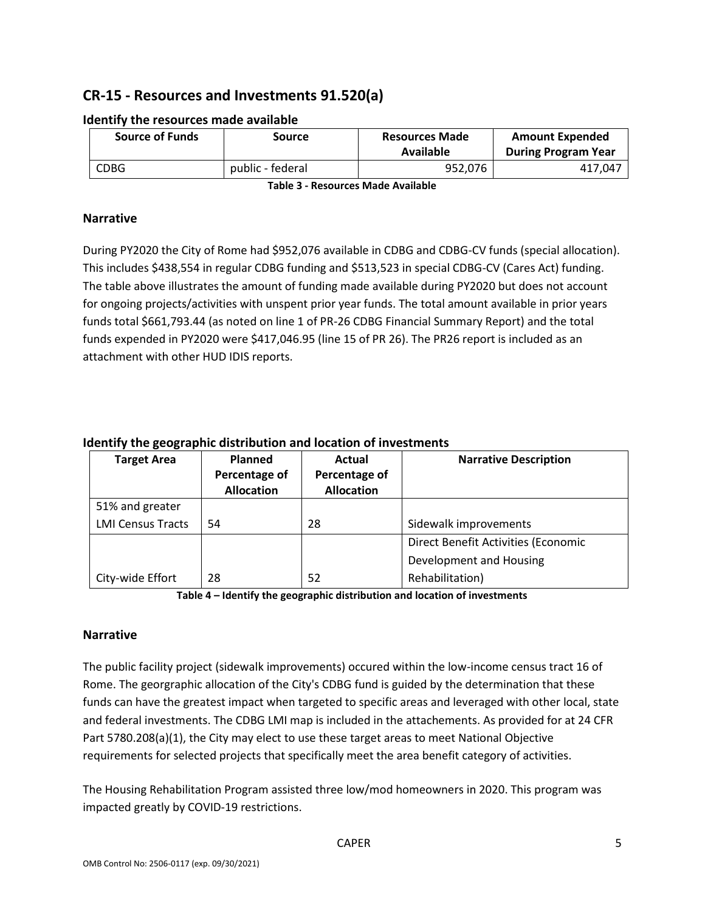## CR-15 - Resources and Investments 91.520(a)

### Identify the resources made available

| Source of Funds | Source | Resources Made Available | Amount Expended During Program Year |
|---|---|---|---|
| CDBG | public - federal | 952,076 | 417,047 |

**Table 3 - Resources Made Available**

### Narrative

During PY2020 the City of Rome had $952,076 available in CDBG and CDBG-CV funds (special allocation). This includes $438,554 in regular CDBG funding and $513,523 in special CDBG-CV (Cares Act) funding. The table above illustrates the amount of funding made available during PY2020 but does not account for ongoing projects/activities with unspent prior year funds. The total amount available in prior years funds total $661,793.44 (as noted on line 1 of PR-26 CDBG Financial Summary Report) and the total funds expended in PY2020 were $417,046.95 (line 15 of PR 26). The PR26 report is included as an attachment with other HUD IDIS reports.

### Identify the geographic distribution and location of investments

| Target Area | Planned Percentage of Allocation | Actual Percentage of Allocation | Narrative Description |
|---|---|---|---|
| 51% and greater LMI Census Tracts | 54 | 28 | Sidewalk improvements |
| City-wide Effort | 28 | 52 | Direct Benefit Activities (Economic Development and Housing Rehabilitation) |

**Table 4 – Identify the geographic distribution and location of investments**

### Narrative

The public facility project (sidewalk improvements) occured within the low-income census tract 16 of Rome. The georgraphic allocation of the City's CDBG fund is guided by the determination that these funds can have the greatest impact when targeted to specific areas and leveraged with other local, state and federal investments. The CDBG LMI map is included in the attachements. As provided for at 24 CFR Part 5780.208(a)(1), the City may elect to use these target areas to meet National Objective requirements for selected projects that specifically meet the area benefit category of activities.

The Housing Rehabilitation Program assisted three low/mod homeowners in 2020. This program was impacted greatly by COVID-19 restrictions.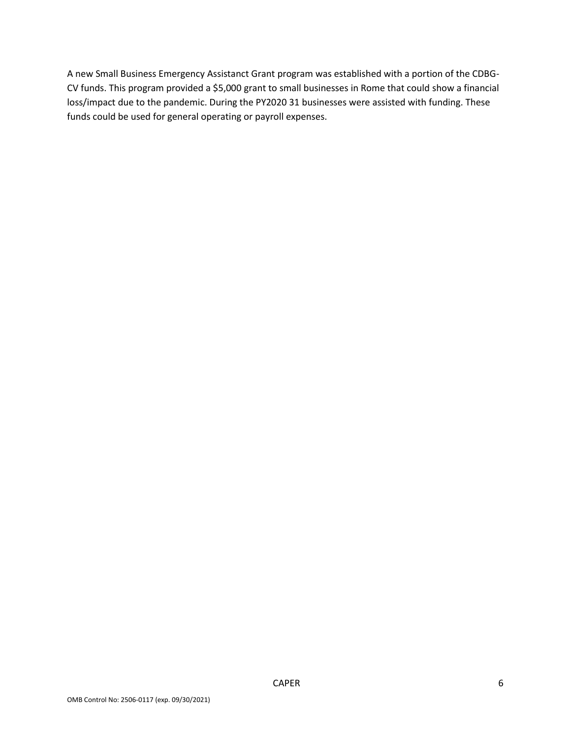A new Small Business Emergency Assistanct Grant program was established with a portion of the CDBG-CV funds. This program provided a $5,000 grant to small businesses in Rome that could show a financial loss/impact due to the pandemic. During the PY2020 31 businesses were assisted with funding. These funds could be used for general operating or payroll expenses.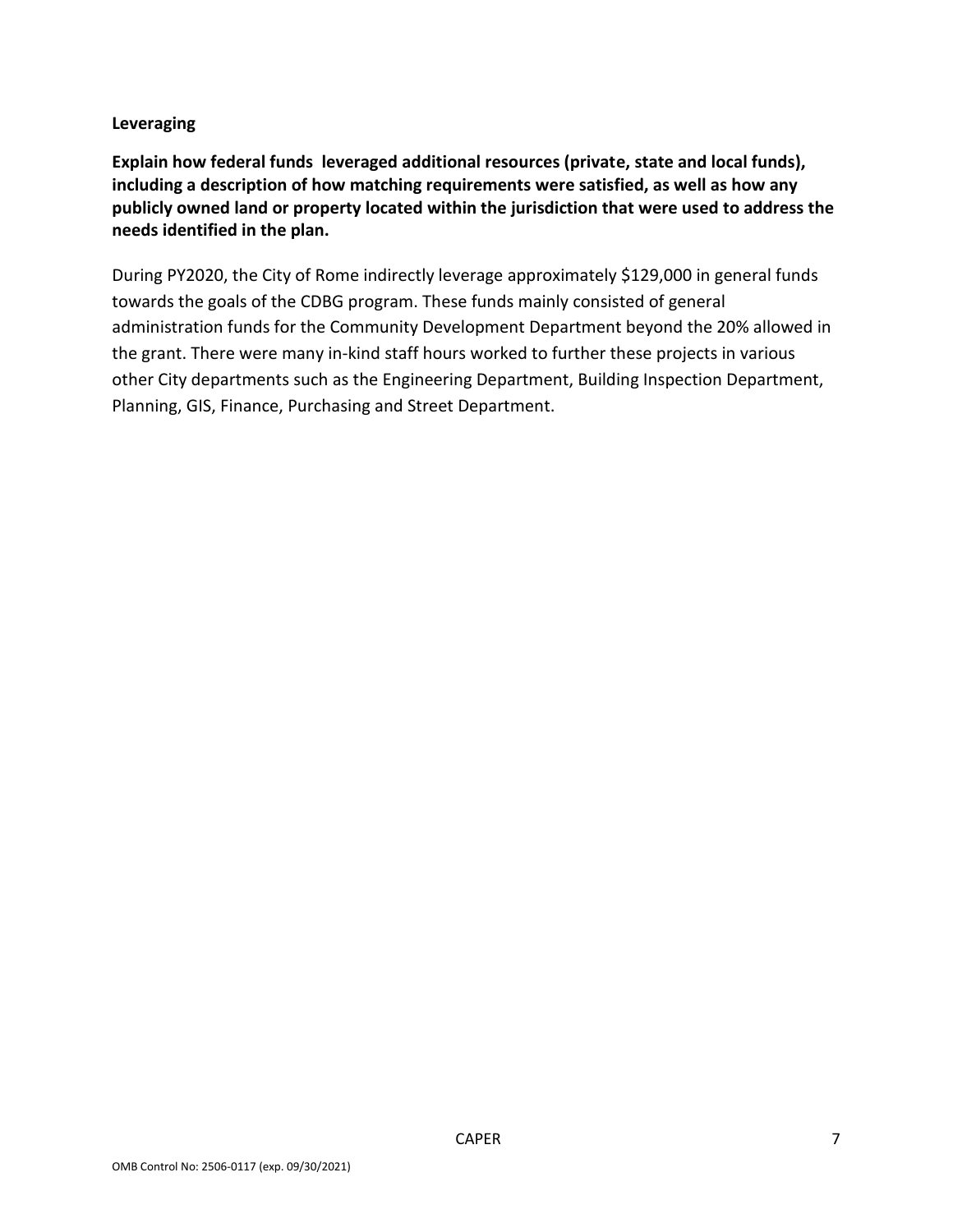**Leveraging**

**Explain how federal funds leveraged additional resources (private, state and local funds), including a description of how matching requirements were satisfied, as well as how any publicly owned land or property located within the jurisdiction that were used to address the needs identified in the plan.**

During PY2020, the City of Rome indirectly leverage approximately $129,000 in general funds towards the goals of the CDBG program. These funds mainly consisted of general administration funds for the Community Development Department beyond the 20% allowed in the grant. There were many in-kind staff hours worked to further these projects in various other City departments such as the Engineering Department, Building Inspection Department, Planning, GIS, Finance, Purchasing and Street Department.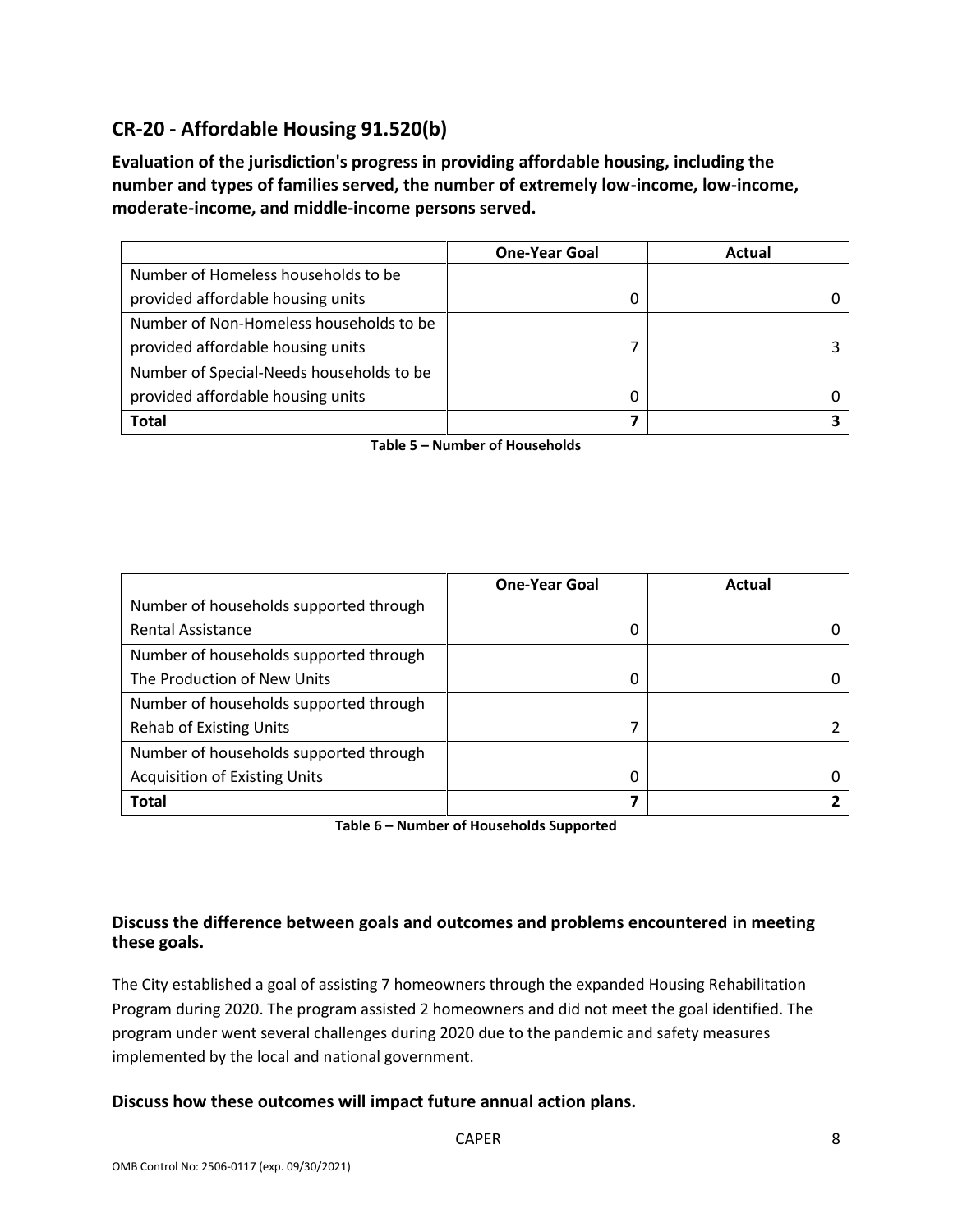## CR-20 - Affordable Housing 91.520(b)

**Evaluation of the jurisdiction's progress in providing affordable housing, including the number and types of families served, the number of extremely low-income, low-income, moderate-income, and middle-income persons served.**

| | One-Year Goal | Actual |
|---|---|---|
| Number of Homeless households to be provided affordable housing units | 0 | 0 |
| Number of Non-Homeless households to be provided affordable housing units | 7 | 3 |
| Number of Special-Needs households to be provided affordable housing units | 0 | 0 |
| **Total** | **7** | **3** |

**Table 5 – Number of Households**

| | One-Year Goal | Actual |
|---|---|---|
| Number of households supported through Rental Assistance | 0 | 0 |
| Number of households supported through The Production of New Units | 0 | 0 |
| Number of households supported through Rehab of Existing Units | 7 | 2 |
| Number of households supported through Acquisition of Existing Units | 0 | 0 |
| **Total** | **7** | **2** |

**Table 6 – Number of Households Supported**

### Discuss the difference between goals and outcomes and problems encountered in meeting these goals.

The City established a goal of assisting 7 homeowners through the expanded Housing Rehabilitation Program during 2020. The program assisted 2 homeowners and did not meet the goal identified. The program under went several challenges during 2020 due to the pandemic and safety measures implemented by the local and national government.

### Discuss how these outcomes will impact future annual action plans.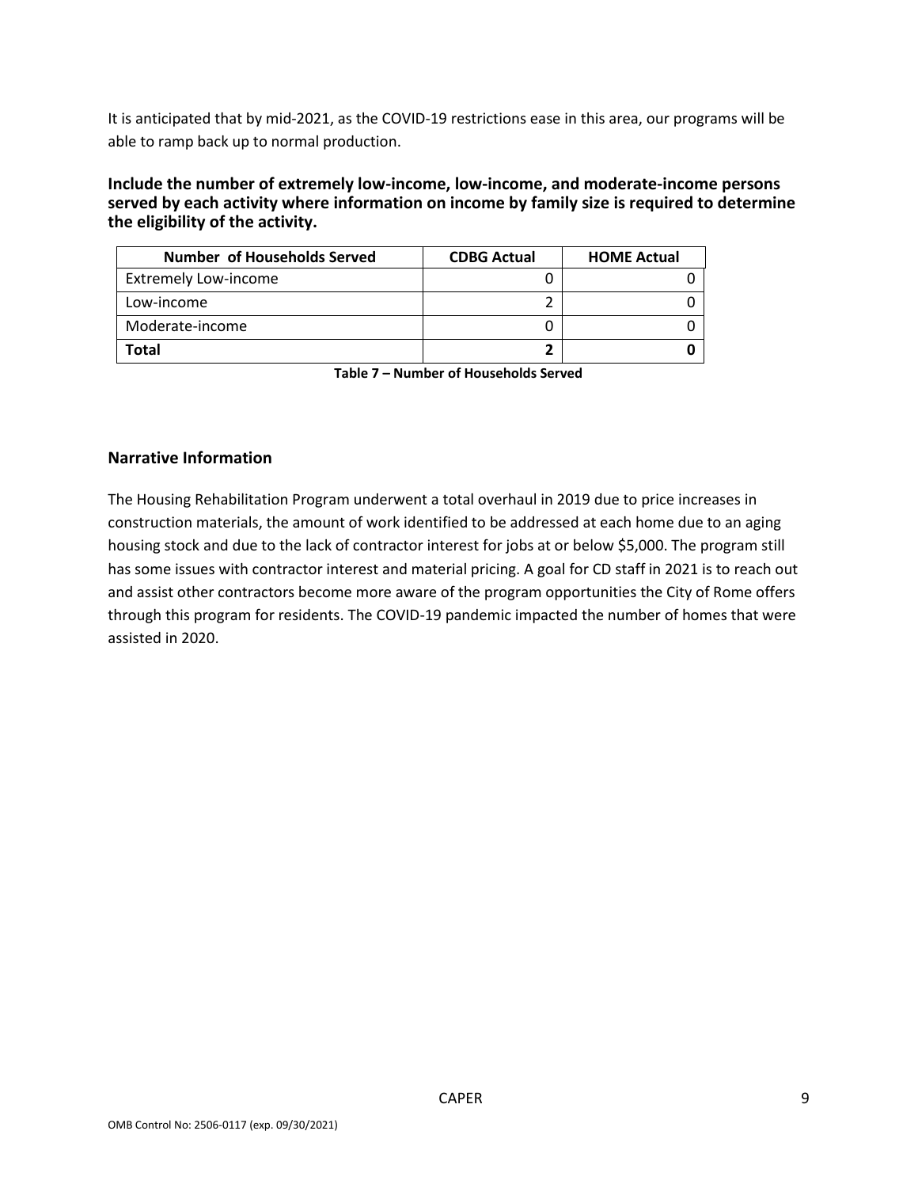It is anticipated that by mid-2021, as the COVID-19 restrictions ease in this area, our programs will be able to ramp back up to normal production.

**Include the number of extremely low-income, low-income, and moderate-income persons served by each activity where information on income by family size is required to determine the eligibility of the activity.**

| Number of Households Served | CDBG Actual | HOME Actual |
|---|---|---|
| Extremely Low-income | 0 | 0 |
| Low-income | 2 | 0 |
| Moderate-income | 0 | 0 |
| **Total** | **2** | **0** |

**Table 7 – Number of Households Served**

### Narrative Information

The Housing Rehabilitation Program underwent a total overhaul in 2019 due to price increases in construction materials, the amount of work identified to be addressed at each home due to an aging housing stock and due to the lack of contractor interest for jobs at or below $5,000. The program still has some issues with contractor interest and material pricing. A goal for CD staff in 2021 is to reach out and assist other contractors become more aware of the program opportunities the City of Rome offers through this program for residents. The COVID-19 pandemic impacted the number of homes that were assisted in 2020.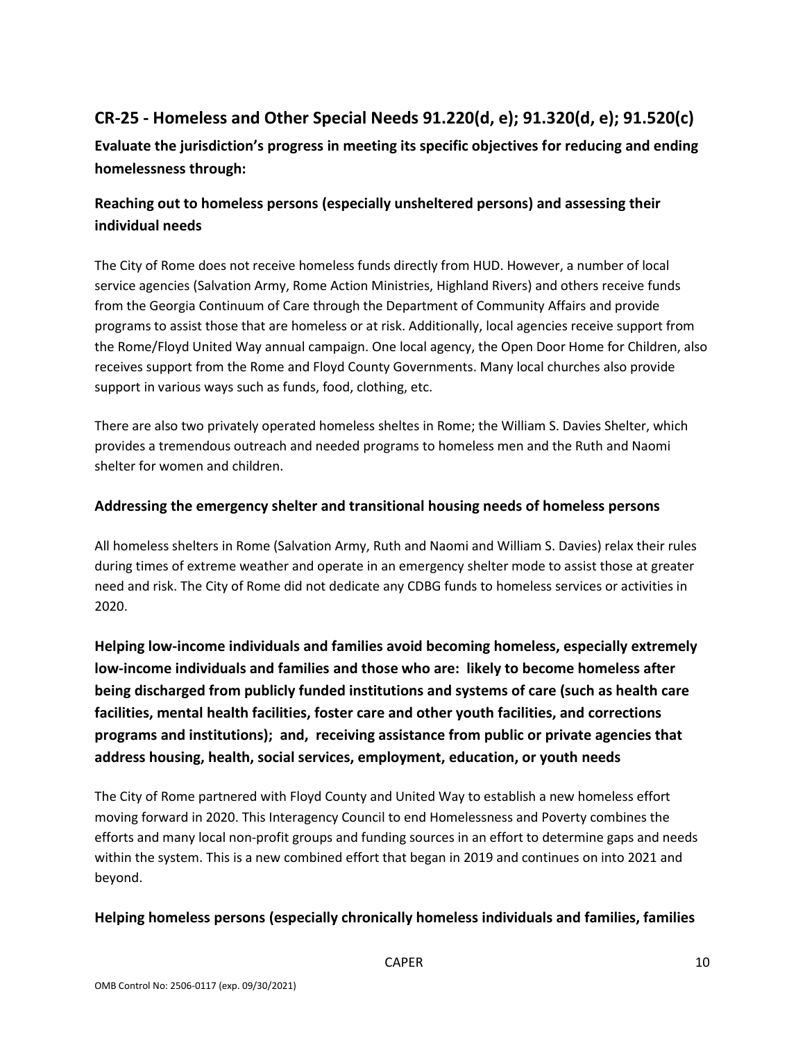## CR-25 - Homeless and Other Special Needs 91.220(d, e); 91.320(d, e); 91.520(c)

**Evaluate the jurisdiction's progress in meeting its specific objectives for reducing and ending homelessness through:**

### Reaching out to homeless persons (especially unsheltered persons) and assessing their individual needs

The City of Rome does not receive homeless funds directly from HUD. However, a number of local service agencies (Salvation Army, Rome Action Ministries, Highland Rivers) and others receive funds from the Georgia Continuum of Care through the Department of Community Affairs and provide programs to assist those that are homeless or at risk. Additionally, local agencies receive support from the Rome/Floyd United Way annual campaign. One local agency, the Open Door Home for Children, also receives support from the Rome and Floyd County Governments. Many local churches also provide support in various ways such as funds, food, clothing, etc.

There are also two privately operated homeless sheltes in Rome; the William S. Davies Shelter, which provides a tremendous outreach and needed programs to homeless men and the Ruth and Naomi shelter for women and children.

### Addressing the emergency shelter and transitional housing needs of homeless persons

All homeless shelters in Rome (Salvation Army, Ruth and Naomi and William S. Davies) relax their rules during times of extreme weather and operate in an emergency shelter mode to assist those at greater need and risk. The City of Rome did not dedicate any CDBG funds to homeless services or activities in 2020.

### Helping low-income individuals and families avoid becoming homeless, especially extremely low-income individuals and families and those who are: likely to become homeless after being discharged from publicly funded institutions and systems of care (such as health care facilities, mental health facilities, foster care and other youth facilities, and corrections programs and institutions); and, receiving assistance from public or private agencies that address housing, health, social services, employment, education, or youth needs

The City of Rome partnered with Floyd County and United Way to establish a new homeless effort moving forward in 2020. This Interagency Council to end Homelessness and Poverty combines the efforts and many local non-profit groups and funding sources in an effort to determine gaps and needs within the system. This is a new combined effort that began in 2019 and continues on into 2021 and beyond.

### Helping homeless persons (especially chronically homeless individuals and families, families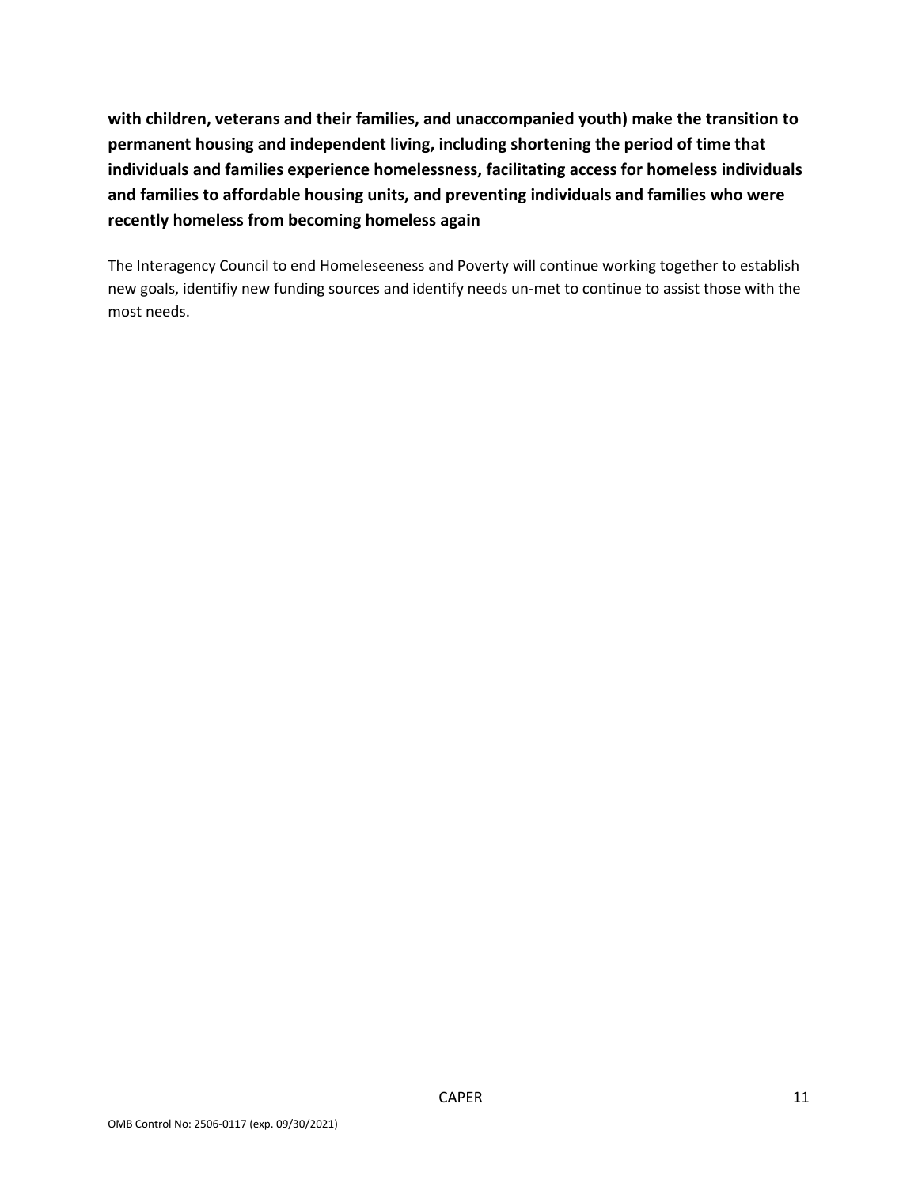**with children, veterans and their families, and unaccompanied youth) make the transition to permanent housing and independent living, including shortening the period of time that individuals and families experience homelessness, facilitating access for homeless individuals and families to affordable housing units, and preventing individuals and families who were recently homeless from becoming homeless again**

The Interagency Council to end Homeleseeness and Poverty will continue working together to establish new goals, identifiy new funding sources and identify needs un-met to continue to assist those with the most needs.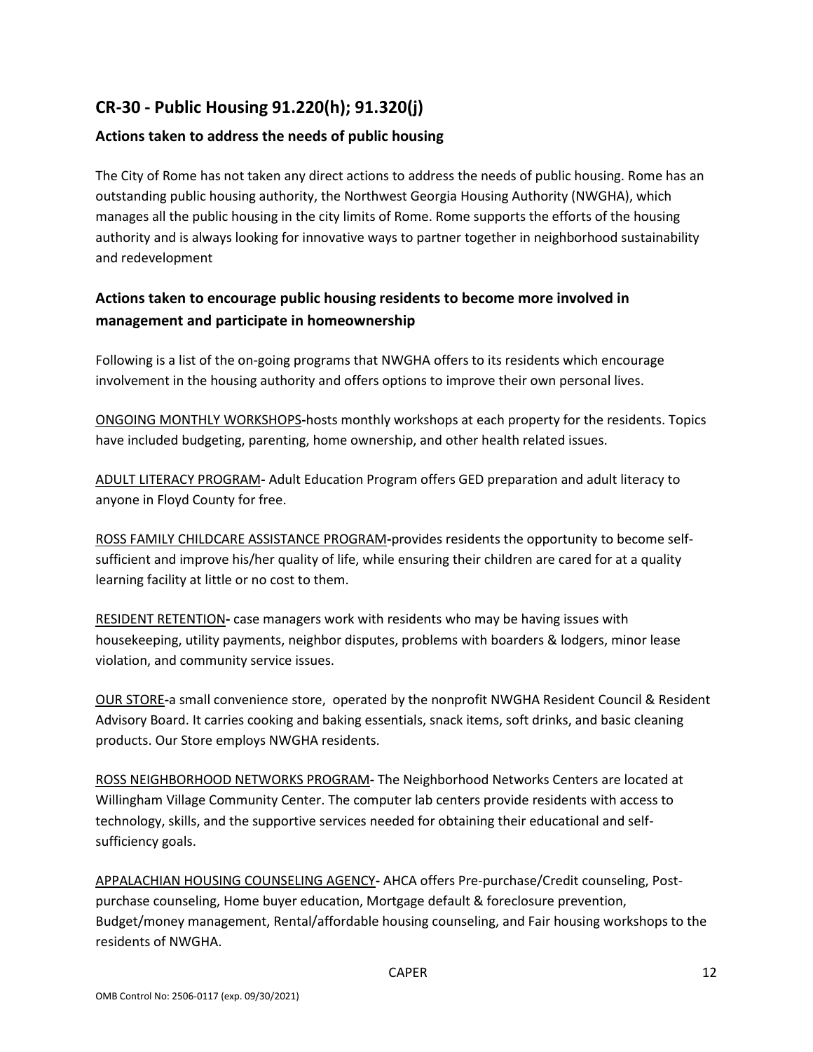## CR-30 - Public Housing 91.220(h); 91.320(j)

### Actions taken to address the needs of public housing

The City of Rome has not taken any direct actions to address the needs of public housing. Rome has an outstanding public housing authority, the Northwest Georgia Housing Authority (NWGHA), which manages all the public housing in the city limits of Rome. Rome supports the efforts of the housing authority and is always looking for innovative ways to partner together in neighborhood sustainability and redevelopment

### Actions taken to encourage public housing residents to become more involved in management and participate in homeownership

Following is a list of the on-going programs that NWGHA offers to its residents which encourage involvement in the housing authority and offers options to improve their own personal lives.

<u>ONGOING MONTHLY WORKSHOPS</u>**-**hosts monthly workshops at each property for the residents. Topics have included budgeting, parenting, home ownership, and other health related issues.

<u>ADULT LITERACY PROGRAM</u>**-** Adult Education Program offers GED preparation and adult literacy to anyone in Floyd County for free.

<u>ROSS FAMILY CHILDCARE ASSISTANCE PROGRAM</u>**-**provides residents the opportunity to become self-sufficient and improve his/her quality of life, while ensuring their children are cared for at a quality learning facility at little or no cost to them.

<u>RESIDENT RETENTION</u>**-** case managers work with residents who may be having issues with housekeeping, utility payments, neighbor disputes, problems with boarders & lodgers, minor lease violation, and community service issues.

<u>OUR STORE</u>**-**a small convenience store, operated by the nonprofit NWGHA Resident Council & Resident Advisory Board. It carries cooking and baking essentials, snack items, soft drinks, and basic cleaning products. Our Store employs NWGHA residents.

<u>ROSS NEIGHBORHOOD NETWORKS PROGRAM</u>**-** The Neighborhood Networks Centers are located at Willingham Village Community Center. The computer lab centers provide residents with access to technology, skills, and the supportive services needed for obtaining their educational and self-sufficiency goals.

<u>APPALACHIAN HOUSING COUNSELING AGENCY</u>**-** AHCA offers Pre-purchase/Credit counseling, Post-purchase counseling, Home buyer education, Mortgage default & foreclosure prevention, Budget/money management, Rental/affordable housing counseling, and Fair housing workshops to the residents of NWGHA.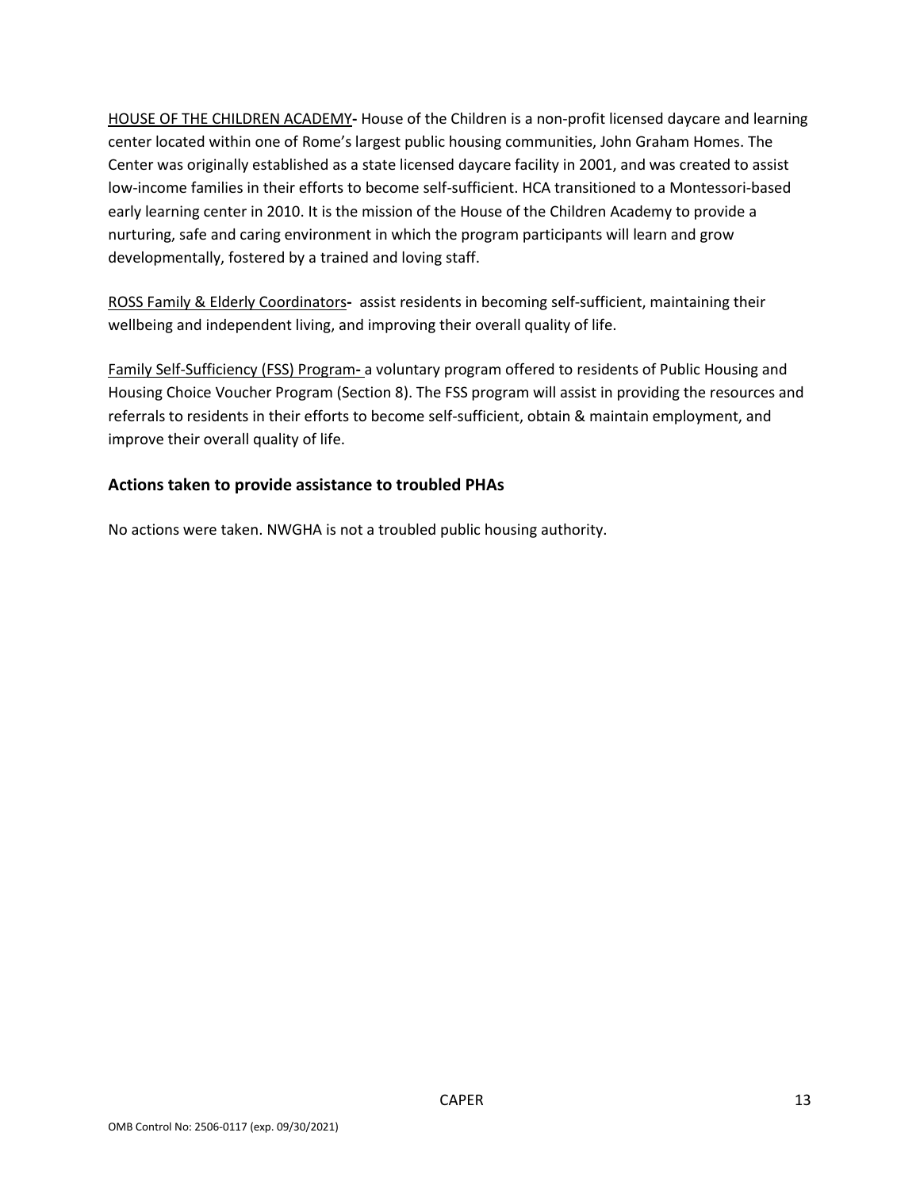HOUSE OF THE CHILDREN ACADEMY- House of the Children is a non-profit licensed daycare and learning center located within one of Rome's largest public housing communities, John Graham Homes. The Center was originally established as a state licensed daycare facility in 2001, and was created to assist low-income families in their efforts to become self-sufficient. HCA transitioned to a Montessori-based early learning center in 2010. It is the mission of the House of the Children Academy to provide a nurturing, safe and caring environment in which the program participants will learn and grow developmentally, fostered by a trained and loving staff.

ROSS Family & Elderly Coordinators- assist residents in becoming self-sufficient, maintaining their wellbeing and independent living, and improving their overall quality of life.

Family Self-Sufficiency (FSS) Program- a voluntary program offered to residents of Public Housing and Housing Choice Voucher Program (Section 8). The FSS program will assist in providing the resources and referrals to residents in their efforts to become self-sufficient, obtain & maintain employment, and improve their overall quality of life.

### Actions taken to provide assistance to troubled PHAs

No actions were taken. NWGHA is not a troubled public housing authority.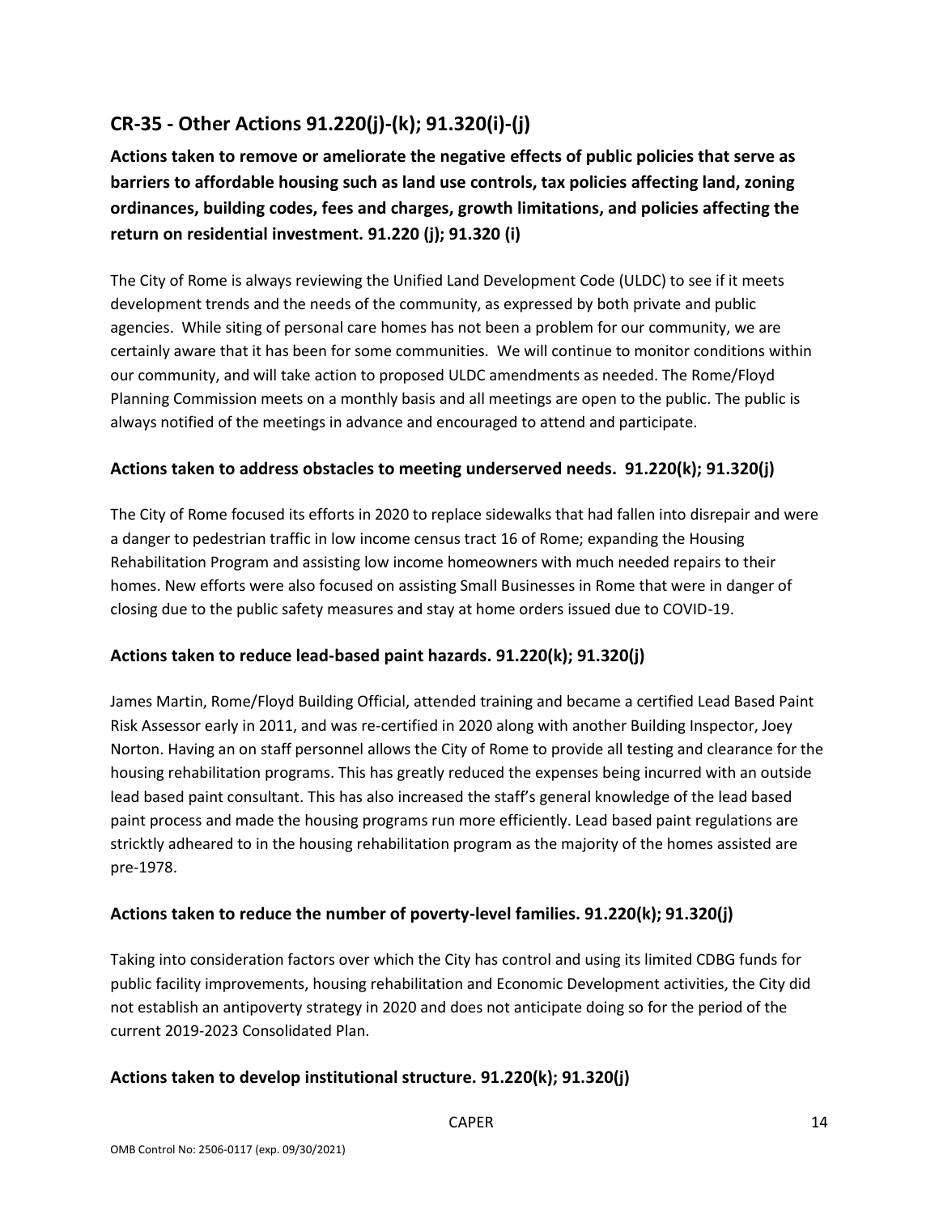## CR-35 - Other Actions 91.220(j)-(k); 91.320(i)-(j)

**Actions taken to remove or ameliorate the negative effects of public policies that serve as barriers to affordable housing such as land use controls, tax policies affecting land, zoning ordinances, building codes, fees and charges, growth limitations, and policies affecting the return on residential investment. 91.220 (j); 91.320 (i)**

The City of Rome is always reviewing the Unified Land Development Code (ULDC) to see if it meets development trends and the needs of the community, as expressed by both private and public agencies. While siting of personal care homes has not been a problem for our community, we are certainly aware that it has been for some communities. We will continue to monitor conditions within our community, and will take action to proposed ULDC amendments as needed. The Rome/Floyd Planning Commission meets on a monthly basis and all meetings are open to the public. The public is always notified of the meetings in advance and encouraged to attend and participate.

### Actions taken to address obstacles to meeting underserved needs. 91.220(k); 91.320(j)

The City of Rome focused its efforts in 2020 to replace sidewalks that had fallen into disrepair and were a danger to pedestrian traffic in low income census tract 16 of Rome; expanding the Housing Rehabilitation Program and assisting low income homeowners with much needed repairs to their homes. New efforts were also focused on assisting Small Businesses in Rome that were in danger of closing due to the public safety measures and stay at home orders issued due to COVID-19.

### Actions taken to reduce lead-based paint hazards. 91.220(k); 91.320(j)

James Martin, Rome/Floyd Building Official, attended training and became a certified Lead Based Paint Risk Assessor early in 2011, and was re-certified in 2020 along with another Building Inspector, Joey Norton. Having an on staff personnel allows the City of Rome to provide all testing and clearance for the housing rehabilitation programs. This has greatly reduced the expenses being incurred with an outside lead based paint consultant. This has also increased the staff's general knowledge of the lead based paint process and made the housing programs run more efficiently. Lead based paint regulations are stricktly adheared to in the housing rehabilitation program as the majority of the homes assisted are pre-1978.

### Actions taken to reduce the number of poverty-level families. 91.220(k); 91.320(j)

Taking into consideration factors over which the City has control and using its limited CDBG funds for public facility improvements, housing rehabilitation and Economic Development activities, the City did not establish an antipoverty strategy in 2020 and does not anticipate doing so for the period of the current 2019-2023 Consolidated Plan.

### Actions taken to develop institutional structure. 91.220(k); 91.320(j)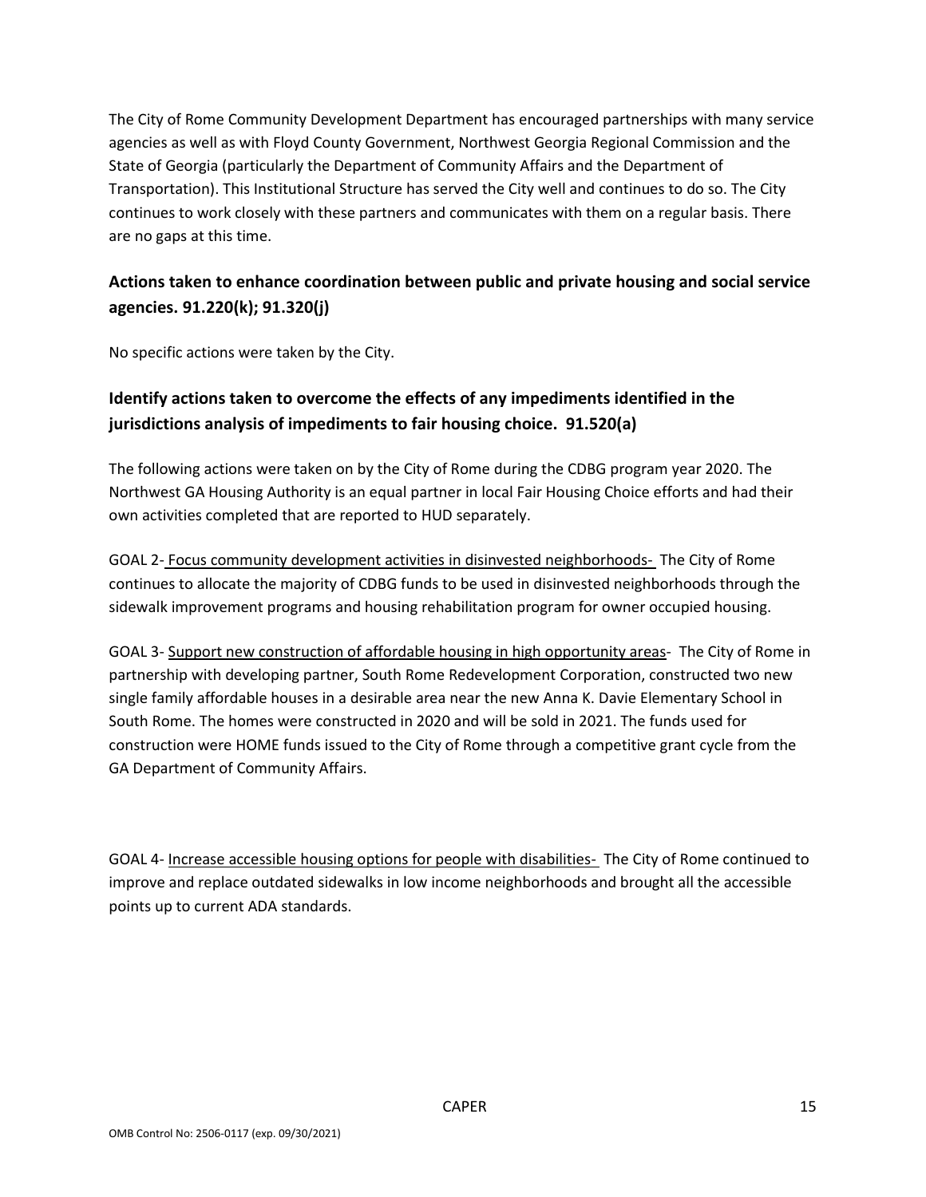The City of Rome Community Development Department has encouraged partnerships with many service agencies as well as with Floyd County Government, Northwest Georgia Regional Commission and the State of Georgia (particularly the Department of Community Affairs and the Department of Transportation). This Institutional Structure has served the City well and continues to do so. The City continues to work closely with these partners and communicates with them on a regular basis. There are no gaps at this time.

## Actions taken to enhance coordination between public and private housing and social service agencies. 91.220(k); 91.320(j)

No specific actions were taken by the City.

## Identify actions taken to overcome the effects of any impediments identified in the jurisdictions analysis of impediments to fair housing choice. 91.520(a)

The following actions were taken on by the City of Rome during the CDBG program year 2020. The Northwest GA Housing Authority is an equal partner in local Fair Housing Choice efforts and had their own activities completed that are reported to HUD separately.

GOAL 2- Focus community development activities in disinvested neighborhoods- The City of Rome continues to allocate the majority of CDBG funds to be used in disinvested neighborhoods through the sidewalk improvement programs and housing rehabilitation program for owner occupied housing.

GOAL 3- Support new construction of affordable housing in high opportunity areas- The City of Rome in partnership with developing partner, South Rome Redevelopment Corporation, constructed two new single family affordable houses in a desirable area near the new Anna K. Davie Elementary School in South Rome. The homes were constructed in 2020 and will be sold in 2021. The funds used for construction were HOME funds issued to the City of Rome through a competitive grant cycle from the GA Department of Community Affairs.

GOAL 4- Increase accessible housing options for people with disabilities- The City of Rome continued to improve and replace outdated sidewalks in low income neighborhoods and brought all the accessible points up to current ADA standards.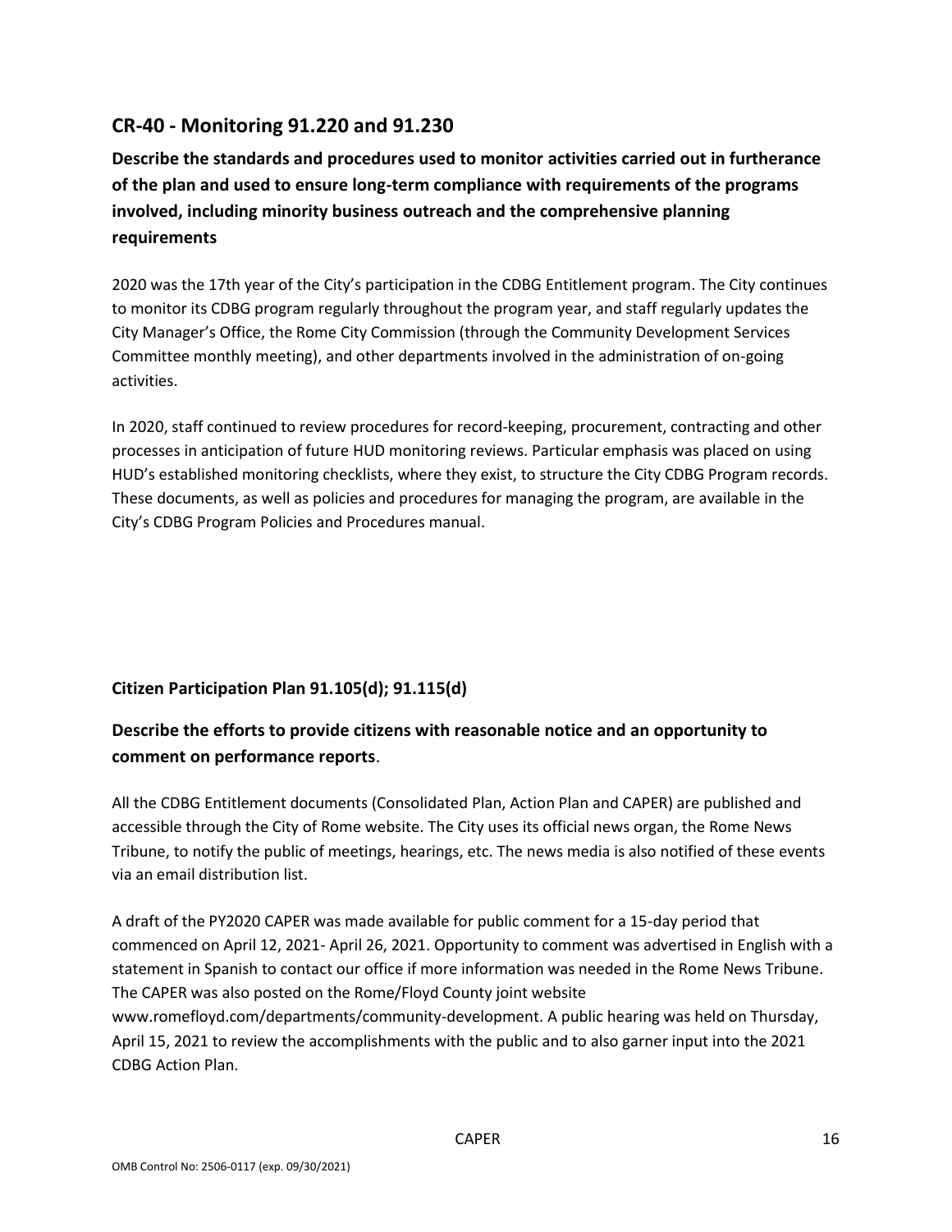## CR-40 - Monitoring 91.220 and 91.230

**Describe the standards and procedures used to monitor activities carried out in furtherance of the plan and used to ensure long-term compliance with requirements of the programs involved, including minority business outreach and the comprehensive planning requirements**

2020 was the 17th year of the City's participation in the CDBG Entitlement program. The City continues to monitor its CDBG program regularly throughout the program year, and staff regularly updates the City Manager's Office, the Rome City Commission (through the Community Development Services Committee monthly meeting), and other departments involved in the administration of on-going activities.

In 2020, staff continued to review procedures for record-keeping, procurement, contracting and other processes in anticipation of future HUD monitoring reviews. Particular emphasis was placed on using HUD's established monitoring checklists, where they exist, to structure the City CDBG Program records. These documents, as well as policies and procedures for managing the program, are available in the City's CDBG Program Policies and Procedures manual.

### Citizen Participation Plan 91.105(d); 91.115(d)

**Describe the efforts to provide citizens with reasonable notice and an opportunity to comment on performance reports**.

All the CDBG Entitlement documents (Consolidated Plan, Action Plan and CAPER) are published and accessible through the City of Rome website. The City uses its official news organ, the Rome News Tribune, to notify the public of meetings, hearings, etc. The news media is also notified of these events via an email distribution list.

A draft of the PY2020 CAPER was made available for public comment for a 15-day period that commenced on April 12, 2021- April 26, 2021. Opportunity to comment was advertised in English with a statement in Spanish to contact our office if more information was needed in the Rome News Tribune. The CAPER was also posted on the Rome/Floyd County joint website www.romefloyd.com/departments/community-development. A public hearing was held on Thursday, April 15, 2021 to review the accomplishments with the public and to also garner input into the 2021 CDBG Action Plan.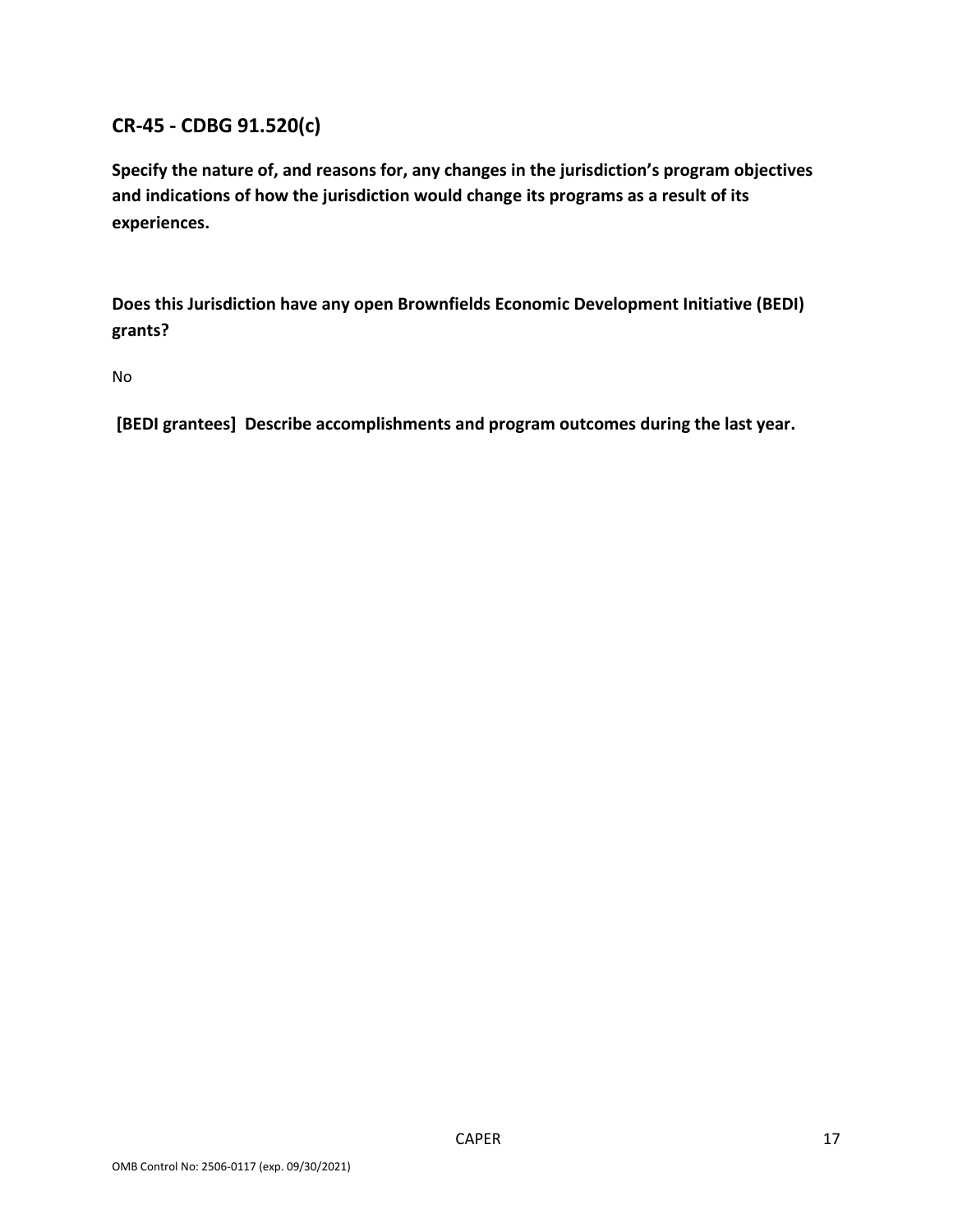## CR-45 - CDBG 91.520(c)

**Specify the nature of, and reasons for, any changes in the jurisdiction's program objectives and indications of how the jurisdiction would change its programs as a result of its experiences.**

**Does this Jurisdiction have any open Brownfields Economic Development Initiative (BEDI) grants?**

No

**[BEDI grantees] Describe accomplishments and program outcomes during the last year.**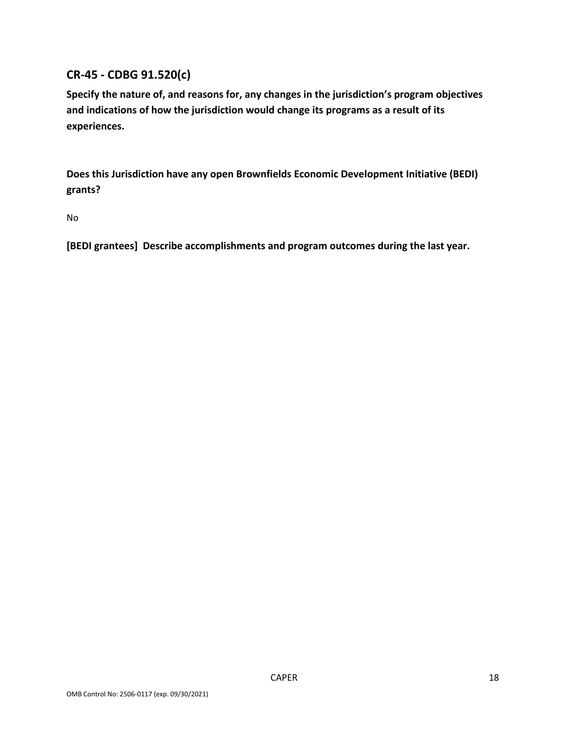## CR-45 - CDBG 91.520(c)

**Specify the nature of, and reasons for, any changes in the jurisdiction's program objectives and indications of how the jurisdiction would change its programs as a result of its experiences.**

**Does this Jurisdiction have any open Brownfields Economic Development Initiative (BEDI) grants?**

No

**[BEDI grantees] Describe accomplishments and program outcomes during the last year.**